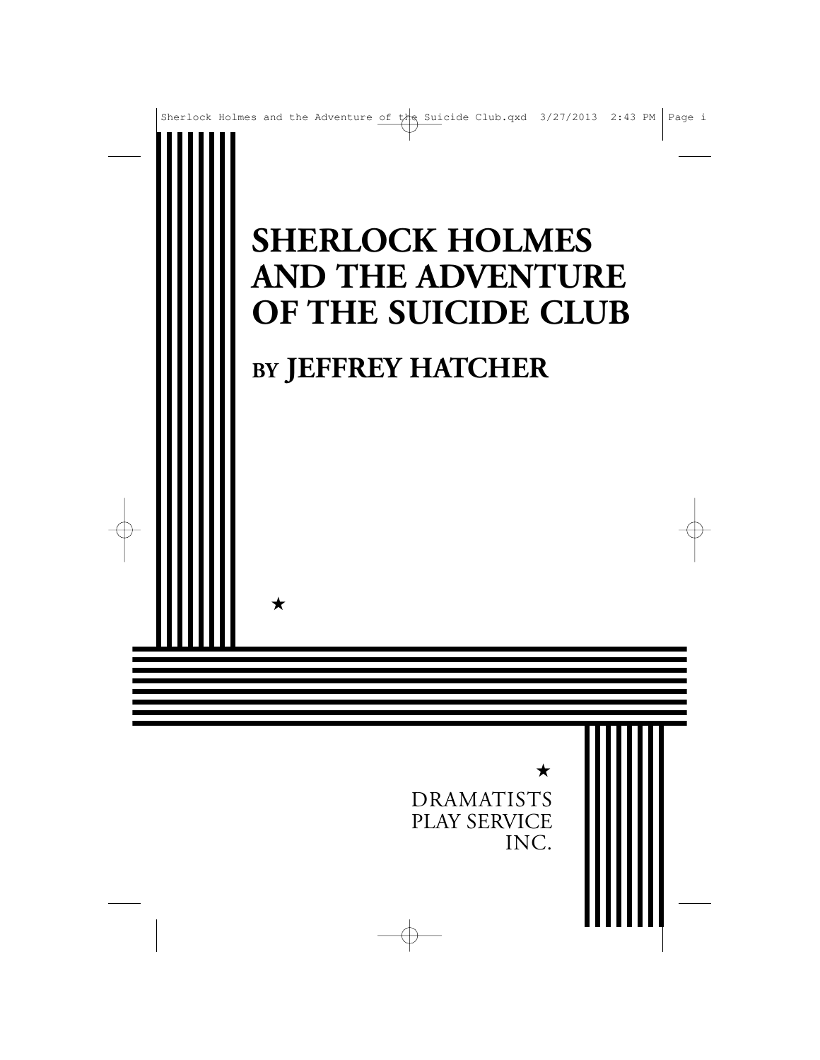# SHERLOCK HOLMES AND THE ADVENTURE OF THE SUICIDE CLUB

## BY JEFFREY HATCHER

★

★

DRAMATISTS PLAY SERVICE INC.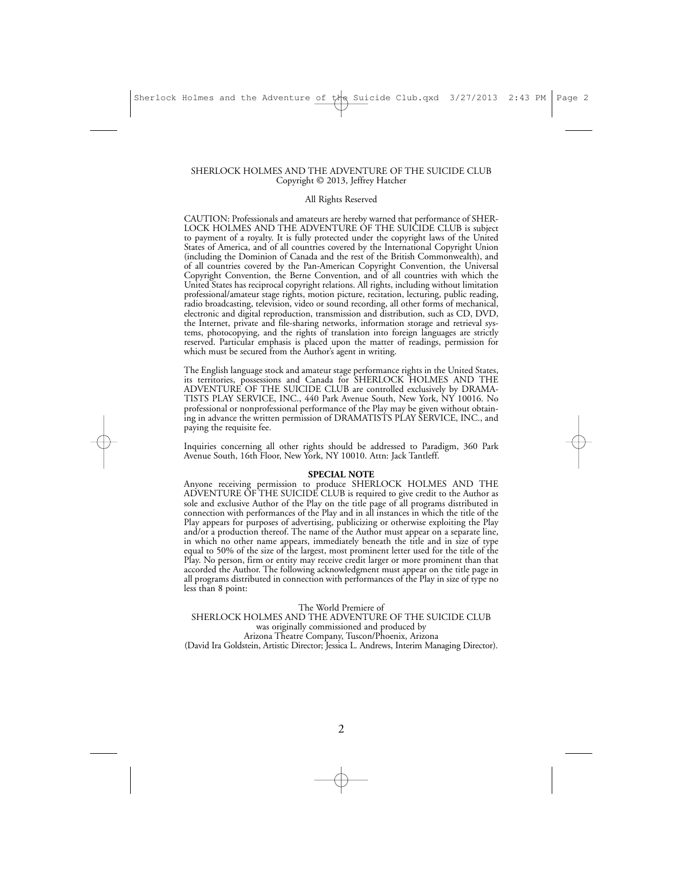SHERLOCK HOLMES AND THE ADVENTURE OF THE SUICIDE CLUB
Copyright © 2013, Jeffrey Hatcher

All Rights Reserved

CAUTION: Professionals and amateurs are hereby warned that performance of SHERLOCK HOLMES AND THE ADVENTURE OF THE SUICIDE CLUB is subject to payment of a royalty. It is fully protected under the copyright laws of the United States of America, and of all countries covered by the International Copyright Union (including the Dominion of Canada and the rest of the British Commonwealth), and of all countries covered by the Pan-American Copyright Convention, the Universal Copyright Convention, the Berne Convention, and of all countries with which the United States has reciprocal copyright relations. All rights, including without limitation professional/amateur stage rights, motion picture, recitation, lecturing, public reading, radio broadcasting, television, video or sound recording, all other forms of mechanical, electronic and digital reproduction, transmission and distribution, such as CD, DVD, the Internet, private and file-sharing networks, information storage and retrieval systems, photocopying, and the rights of translation into foreign languages are strictly reserved. Particular emphasis is placed upon the matter of readings, permission for which must be secured from the Author's agent in writing.

The English language stock and amateur stage performance rights in the United States, its territories, possessions and Canada for SHERLOCK HOLMES AND THE ADVENTURE OF THE SUICIDE CLUB are controlled exclusively by DRAMATISTS PLAY SERVICE, INC., 440 Park Avenue South, New York, NY 10016. No professional or nonprofessional performance of the Play may be given without obtaining in advance the written permission of DRAMATISTS PLAY SERVICE, INC., and paying the requisite fee.

Inquiries concerning all other rights should be addressed to Paradigm, 360 Park Avenue South, 16th Floor, New York, NY 10010. Attn: Jack Tantleff.

**SPECIAL NOTE**

Anyone receiving permission to produce SHERLOCK HOLMES AND THE ADVENTURE OF THE SUICIDE CLUB is required to give credit to the Author as sole and exclusive Author of the Play on the title page of all programs distributed in connection with performances of the Play and in all instances in which the title of the Play appears for purposes of advertising, publicizing or otherwise exploiting the Play and/or a production thereof. The name of the Author must appear on a separate line, in which no other name appears, immediately beneath the title and in size of type equal to 50% of the size of the largest, most prominent letter used for the title of the Play. No person, firm or entity may receive credit larger or more prominent than that accorded the Author. The following acknowledgment must appear on the title page in all programs distributed in connection with performances of the Play in size of type no less than 8 point:

The World Premiere of
SHERLOCK HOLMES AND THE ADVENTURE OF THE SUICIDE CLUB
was originally commissioned and produced by
Arizona Theatre Company, Tuscon/Phoenix, Arizona
(David Ira Goldstein, Artistic Director; Jessica L. Andrews, Interim Managing Director).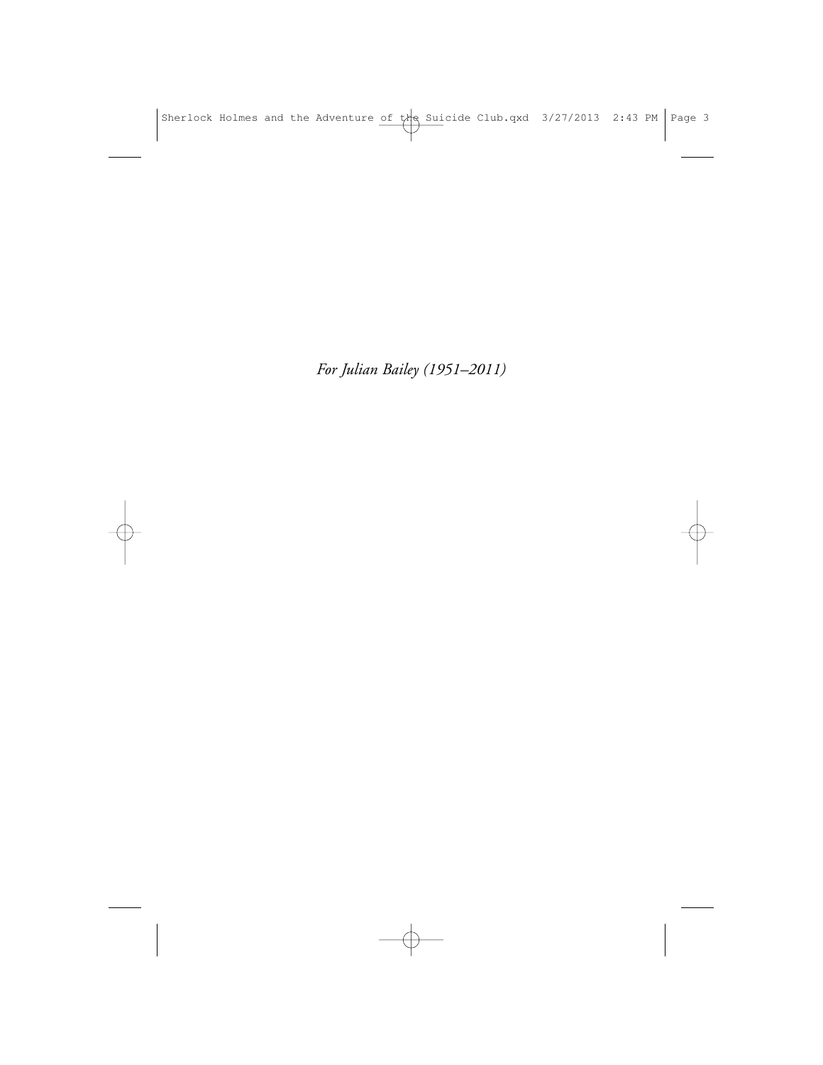*For Julian Bailey (1951–2011)*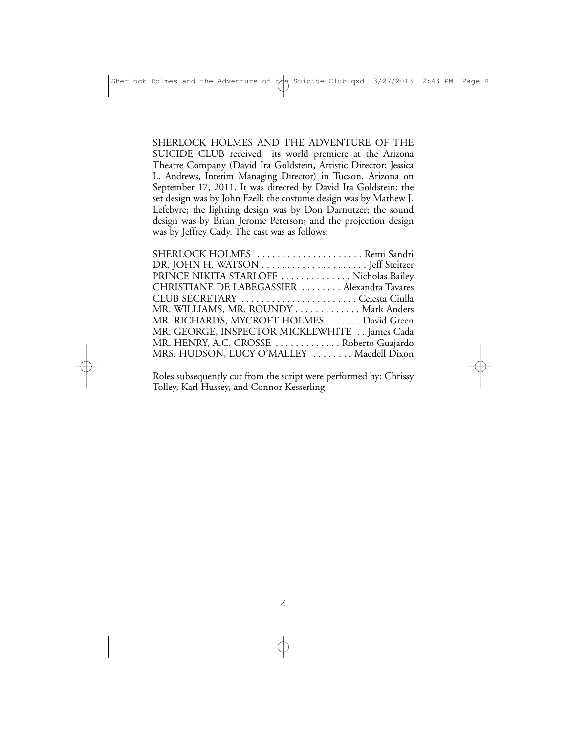SHERLOCK HOLMES AND THE ADVENTURE OF THE SUICIDE CLUB received its world premiere at the Arizona Theatre Company (David Ira Goldstein, Artistic Director; Jessica L. Andrews, Interim Managing Director) in Tucson, Arizona on September 17, 2011. It was directed by David Ira Goldstein; the set design was by John Ezell; the costume design was by Mathew J. Lefebvre; the lighting design was by Don Darnutzer; the sound design was by Brian Jerome Peterson; and the projection design was by Jeffrey Cady. The cast was as follows:

SHERLOCK HOLMES . . . . . . . . . . . . . . . . . . . . . Remi Sandri
DR. JOHN H. WATSON . . . . . . . . . . . . . . . . . . . . . Jeff Steitzer
PRINCE NIKITA STARLOFF . . . . . . . . . . . . . . Nicholas Bailey
CHRISTIANE DE LABEGASSIER . . . . . . . . Alexandra Tavares
CLUB SECRETARY . . . . . . . . . . . . . . . . . . . . . . . Celesta Ciulla
MR. WILLIAMS, MR. ROUNDY . . . . . . . . . . . . . Mark Anders
MR. RICHARDS, MYCROFT HOLMES . . . . . . . David Green
MR. GEORGE, INSPECTOR MICKLEWHITE . . James Cada
MR. HENRY, A.C. CROSSE . . . . . . . . . . . . . Roberto Guajardo
MRS. HUDSON, LUCY O'MALLEY . . . . . . . . Maedell Dixon

Roles subsequently cut from the script were performed by: Chrissy Tolley, Karl Hussey, and Connor Kesserling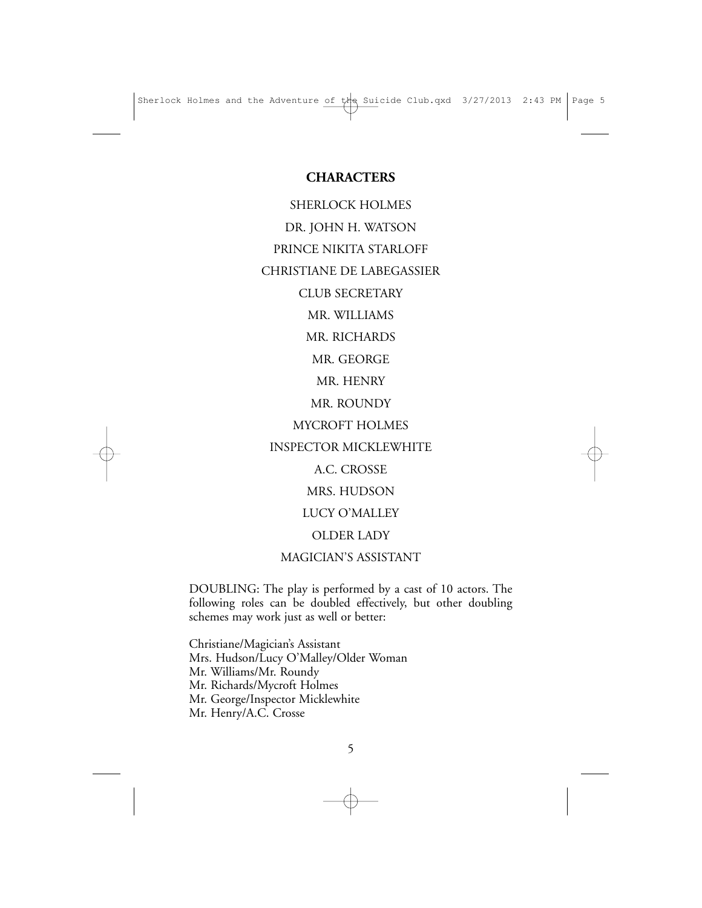## CHARACTERS

SHERLOCK HOLMES

DR. JOHN H. WATSON

PRINCE NIKITA STARLOFF

CHRISTIANE DE LABEGASSIER

CLUB SECRETARY

MR. WILLIAMS

MR. RICHARDS

MR. GEORGE

MR. HENRY

MR. ROUNDY

MYCROFT HOLMES

INSPECTOR MICKLEWHITE

A.C. CROSSE

MRS. HUDSON

LUCY O'MALLEY

OLDER LADY

MAGICIAN'S ASSISTANT

DOUBLING: The play is performed by a cast of 10 actors. The following roles can be doubled effectively, but other doubling schemes may work just as well or better:

Christiane/Magician's Assistant
Mrs. Hudson/Lucy O'Malley/Older Woman
Mr. Williams/Mr. Roundy
Mr. Richards/Mycroft Holmes
Mr. George/Inspector Micklewhite
Mr. Henry/A.C. Crosse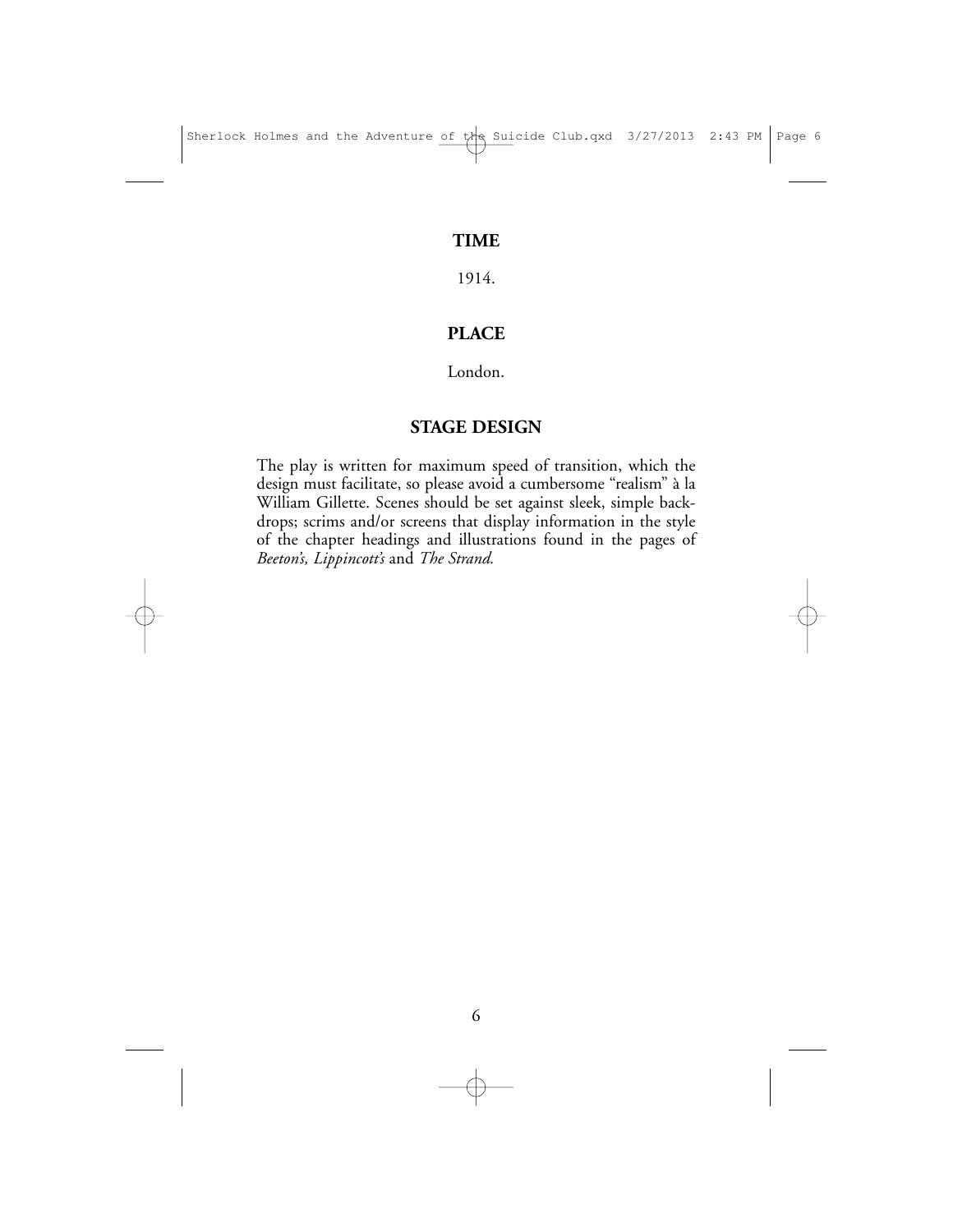## TIME

1914.

## PLACE

London.

## STAGE DESIGN

The play is written for maximum speed of transition, which the design must facilitate, so please avoid a cumbersome "realism" à la William Gillette. Scenes should be set against sleek, simple backdrops; scrims and/or screens that display information in the style of the chapter headings and illustrations found in the pages of *Beeton's, Lippincott's* and *The Strand.*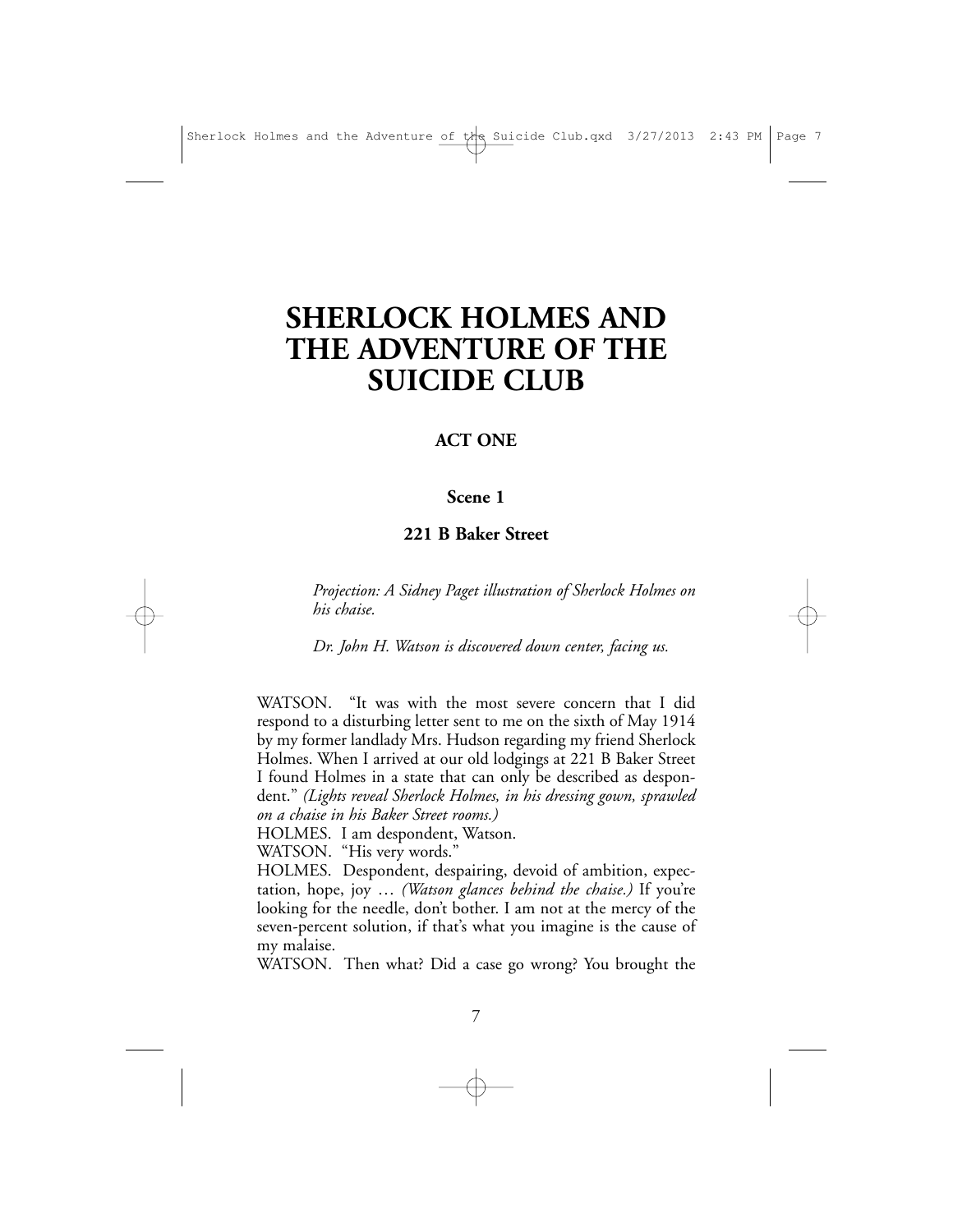# SHERLOCK HOLMES AND THE ADVENTURE OF THE SUICIDE CLUB

## ACT ONE

### Scene 1

### 221 B Baker Street

*Projection: A Sidney Paget illustration of Sherlock Holmes on his chaise.*

*Dr. John H. Watson is discovered down center, facing us.*

WATSON. "It was with the most severe concern that I did respond to a disturbing letter sent to me on the sixth of May 1914 by my former landlady Mrs. Hudson regarding my friend Sherlock Holmes. When I arrived at our old lodgings at 221 B Baker Street I found Holmes in a state that can only be described as despondent." *(Lights reveal Sherlock Holmes, in his dressing gown, sprawled on a chaise in his Baker Street rooms.)*

HOLMES. I am despondent, Watson.

WATSON. "His very words."

HOLMES. Despondent, despairing, devoid of ambition, expectation, hope, joy … *(Watson glances behind the chaise.)* If you're looking for the needle, don't bother. I am not at the mercy of the seven-percent solution, if that's what you imagine is the cause of my malaise.

WATSON. Then what? Did a case go wrong? You brought the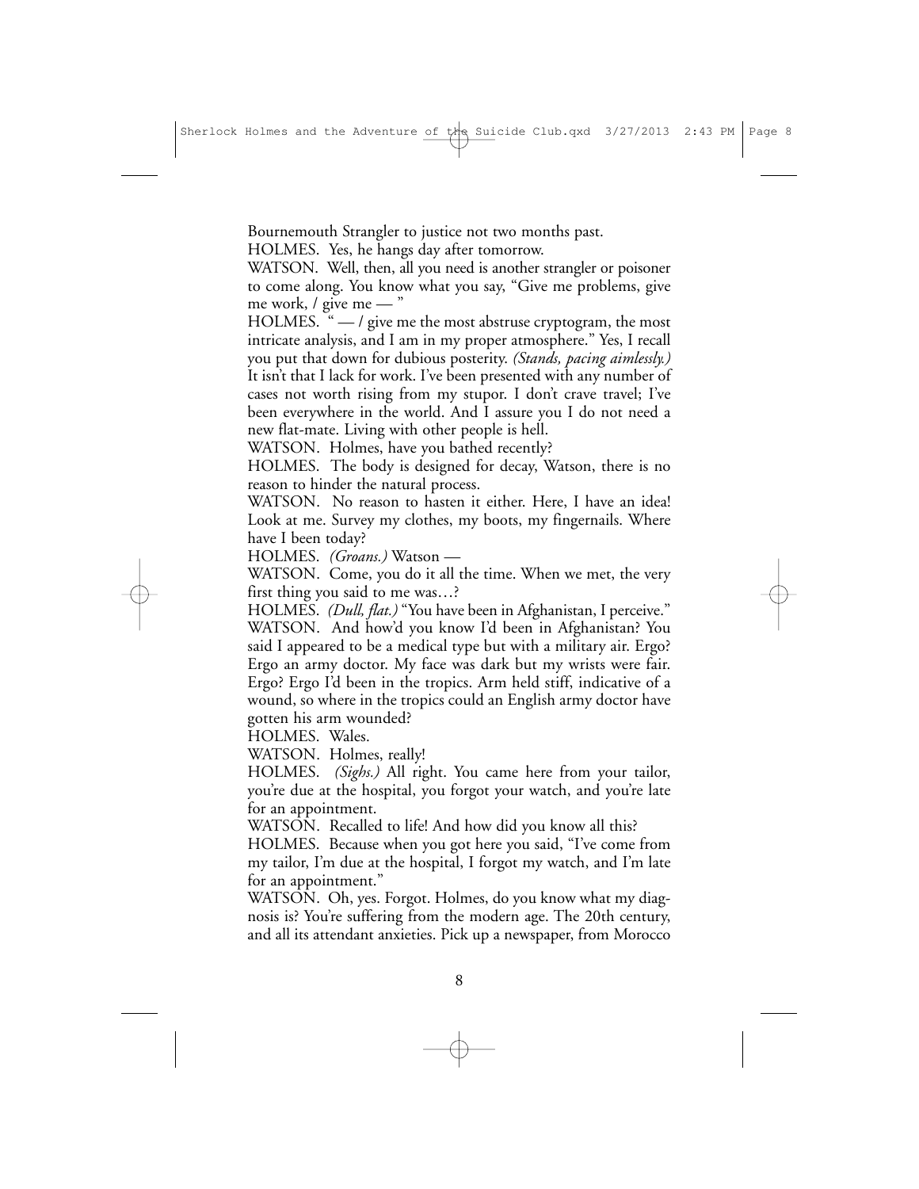Bournemouth Strangler to justice not two months past.

HOLMES. Yes, he hangs day after tomorrow.

WATSON. Well, then, all you need is another strangler or poisoner to come along. You know what you say, "Give me problems, give me work, / give me — "

HOLMES. " — / give me the most abstruse cryptogram, the most intricate analysis, and I am in my proper atmosphere." Yes, I recall you put that down for dubious posterity. *(Stands, pacing aimlessly.)* It isn't that I lack for work. I've been presented with any number of cases not worth rising from my stupor. I don't crave travel; I've been everywhere in the world. And I assure you I do not need a new flat-mate. Living with other people is hell.

WATSON. Holmes, have you bathed recently?

HOLMES. The body is designed for decay, Watson, there is no reason to hinder the natural process.

WATSON. No reason to hasten it either. Here, I have an idea! Look at me. Survey my clothes, my boots, my fingernails. Where have I been today?

HOLMES. *(Groans.)* Watson —

WATSON. Come, you do it all the time. When we met, the very first thing you said to me was…?

HOLMES. *(Dull, flat.)* "You have been in Afghanistan, I perceive."

WATSON. And how'd you know I'd been in Afghanistan? You said I appeared to be a medical type but with a military air. Ergo? Ergo an army doctor. My face was dark but my wrists were fair. Ergo? Ergo I'd been in the tropics. Arm held stiff, indicative of a wound, so where in the tropics could an English army doctor have gotten his arm wounded?

HOLMES. Wales.

WATSON. Holmes, really!

HOLMES. *(Sighs.)* All right. You came here from your tailor, you're due at the hospital, you forgot your watch, and you're late for an appointment.

WATSON. Recalled to life! And how did you know all this?

HOLMES. Because when you got here you said, "I've come from my tailor, I'm due at the hospital, I forgot my watch, and I'm late for an appointment."

WATSON. Oh, yes. Forgot. Holmes, do you know what my diagnosis is? You're suffering from the modern age. The 20th century, and all its attendant anxieties. Pick up a newspaper, from Morocco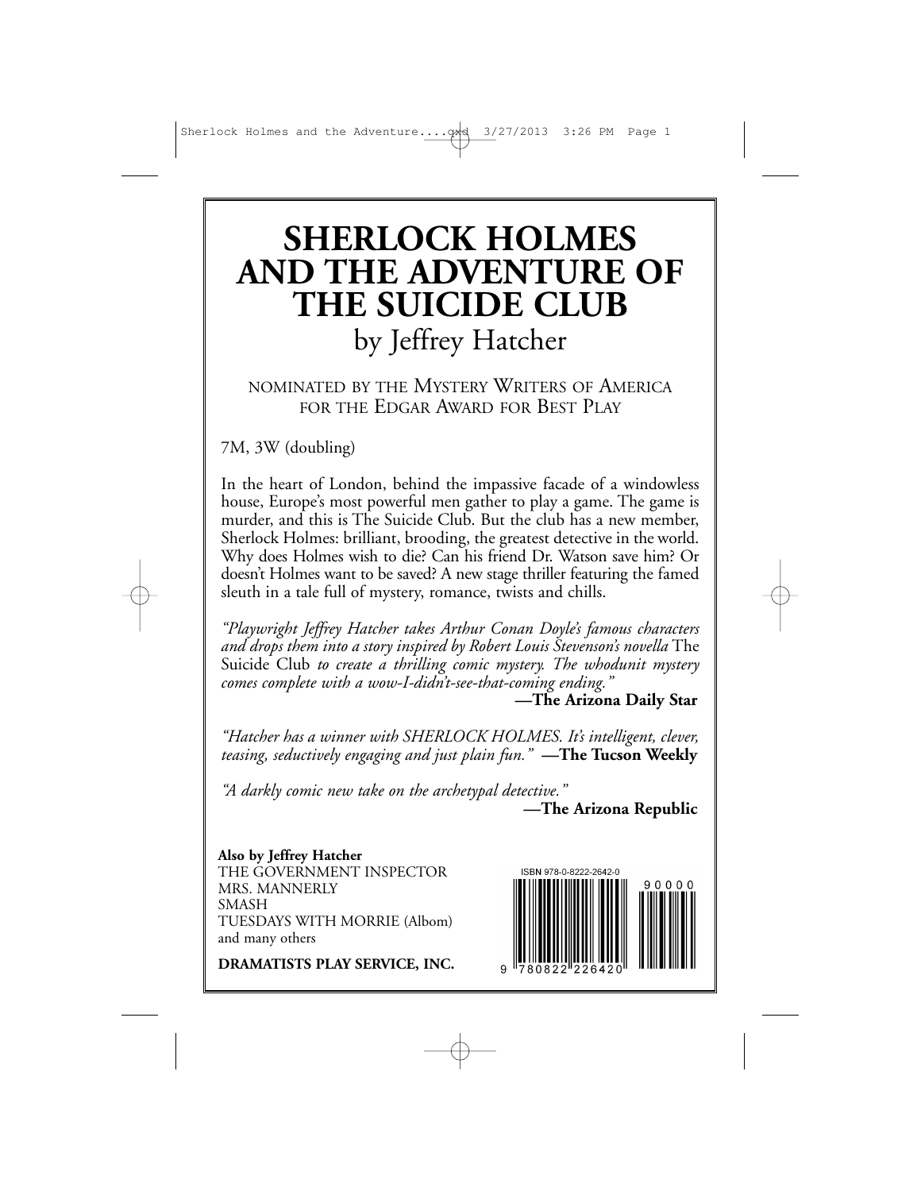# SHERLOCK HOLMES AND THE ADVENTURE OF THE SUICIDE CLUB

by Jeffrey Hatcher

NOMINATED BY THE MYSTERY WRITERS OF AMERICA FOR THE EDGAR AWARD FOR BEST PLAY

7M, 3W (doubling)

In the heart of London, behind the impassive facade of a windowless house, Europe's most powerful men gather to play a game. The game is murder, and this is The Suicide Club. But the club has a new member, Sherlock Holmes: brilliant, brooding, the greatest detective in the world. Why does Holmes wish to die? Can his friend Dr. Watson save him? Or doesn't Holmes want to be saved? A new stage thriller featuring the famed sleuth in a tale full of mystery, romance, twists and chills.

*"Playwright Jeffrey Hatcher takes Arthur Conan Doyle's famous characters and drops them into a story inspired by Robert Louis Stevenson's novella* The Suicide Club *to create a thrilling comic mystery. The whodunit mystery comes complete with a wow-I-didn't-see-that-coming ending."*

**—The Arizona Daily Star**

*"Hatcher has a winner with SHERLOCK HOLMES. It's intelligent, clever, teasing, seductively engaging and just plain fun."* **—The Tucson Weekly**

*"A darkly comic new take on the archetypal detective."*

**—The Arizona Republic**

**Also by Jeffrey Hatcher**

THE GOVERNMENT INSPECTOR
MRS. MANNERLY
SMASH
TUESDAYS WITH MORRIE (Albom)
and many others

**DRAMATISTS PLAY SERVICE, INC.**

ISBN 978-0-8222-2642-0

90000

9 780822 226420